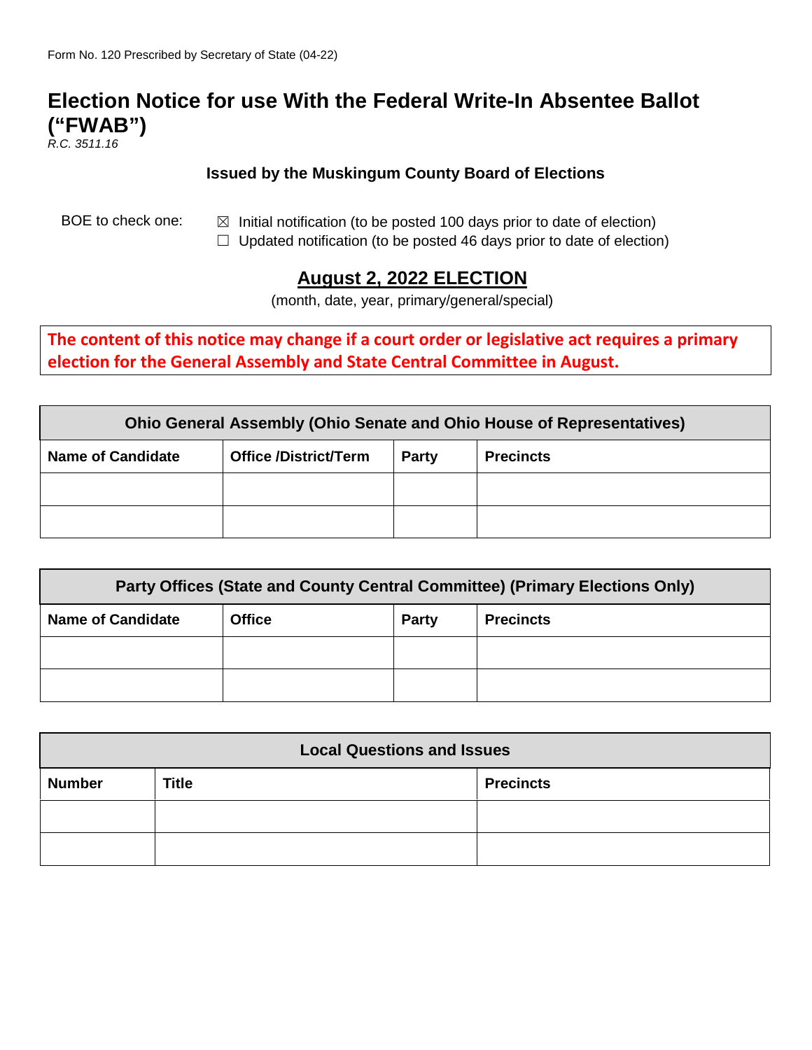Form No. 120 Prescribed by Secretary of State (04-22)

# Election Notice for use With the Federal Write-In Absentee Ballot ("FWAB")

*R.C. 3511.16*

**Issued by the Muskingum County Board of Elections**

BOE to check one:

☒ Initial notification (to be posted 100 days prior to date of election)
☐ Updated notification (to be posted 46 days prior to date of election)

## August 2, 2022 ELECTION

(month, date, year, primary/general/special)

**The content of this notice may change if a court order or legislative act requires a primary election for the General Assembly and State Central Committee in August.**

| Ohio General Assembly (Ohio Senate and Ohio House of Representatives) | | | |
|---|---|---|---|
| **Name of Candidate** | **Office /District/Term** | **Party** | **Precincts** |
| | | | |
| | | | |

| Party Offices (State and County Central Committee) (Primary Elections Only) | | | |
|---|---|---|---|
| **Name of Candidate** | **Office** | **Party** | **Precincts** |
| | | | |
| | | | |

| Local Questions and Issues | | |
|---|---|---|
| **Number** | **Title** | **Precincts** |
| | | |
| | | |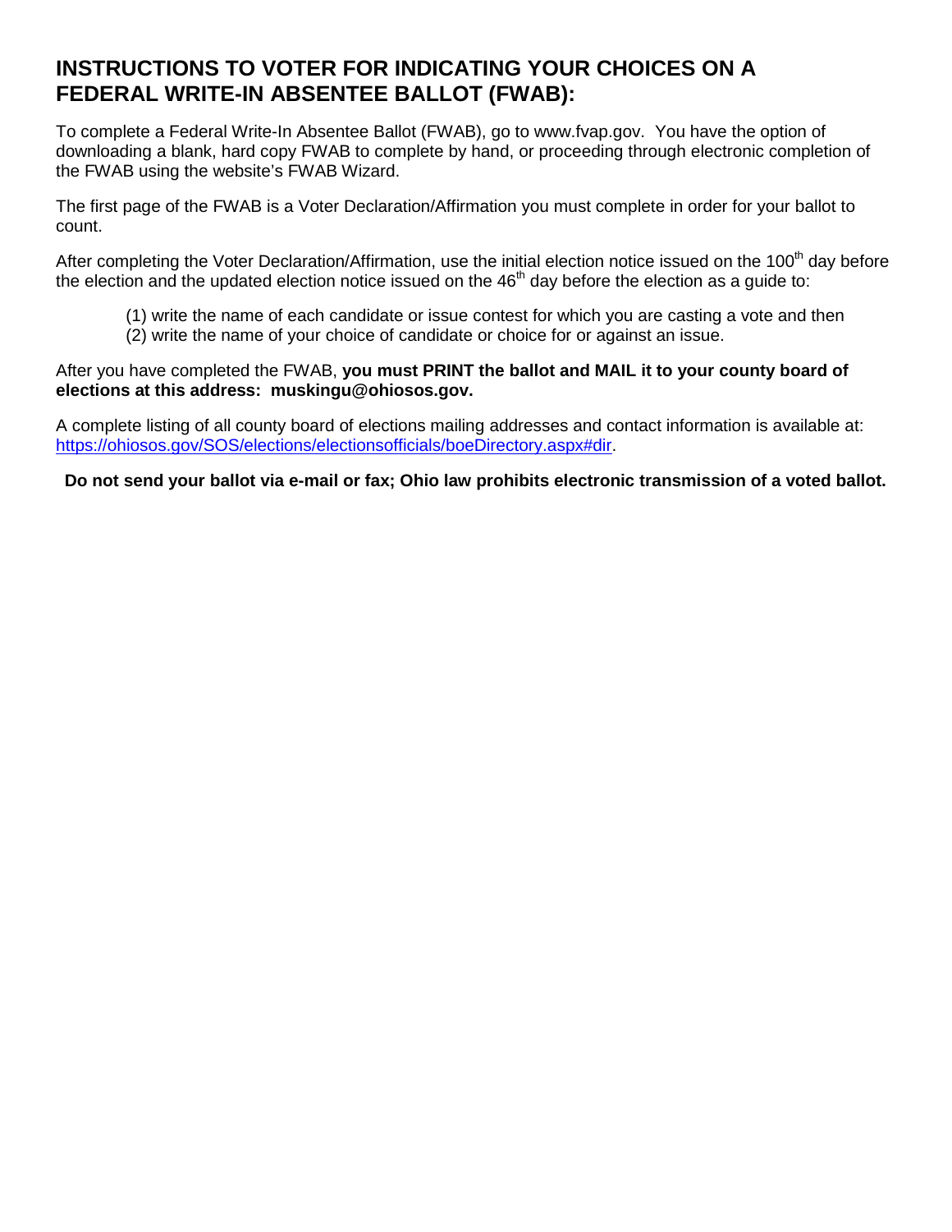## INSTRUCTIONS TO VOTER FOR INDICATING YOUR CHOICES ON A FEDERAL WRITE-IN ABSENTEE BALLOT (FWAB):

To complete a Federal Write-In Absentee Ballot (FWAB), go to www.fvap.gov. You have the option of downloading a blank, hard copy FWAB to complete by hand, or proceeding through electronic completion of the FWAB using the website's FWAB Wizard.

The first page of the FWAB is a Voter Declaration/Affirmation you must complete in order for your ballot to count.

After completing the Voter Declaration/Affirmation, use the initial election notice issued on the 100th day before the election and the updated election notice issued on the 46th day before the election as a guide to:

(1) write the name of each candidate or issue contest for which you are casting a vote and then
(2) write the name of your choice of candidate or choice for or against an issue.

After you have completed the FWAB, **you must PRINT the ballot and MAIL it to your county board of elections at this address: muskingu@ohiosos.gov.**

A complete listing of all county board of elections mailing addresses and contact information is available at: https://ohiosos.gov/SOS/elections/electionsofficials/boeDirectory.aspx#dir.

**Do not send your ballot via e-mail or fax; Ohio law prohibits electronic transmission of a voted ballot.**